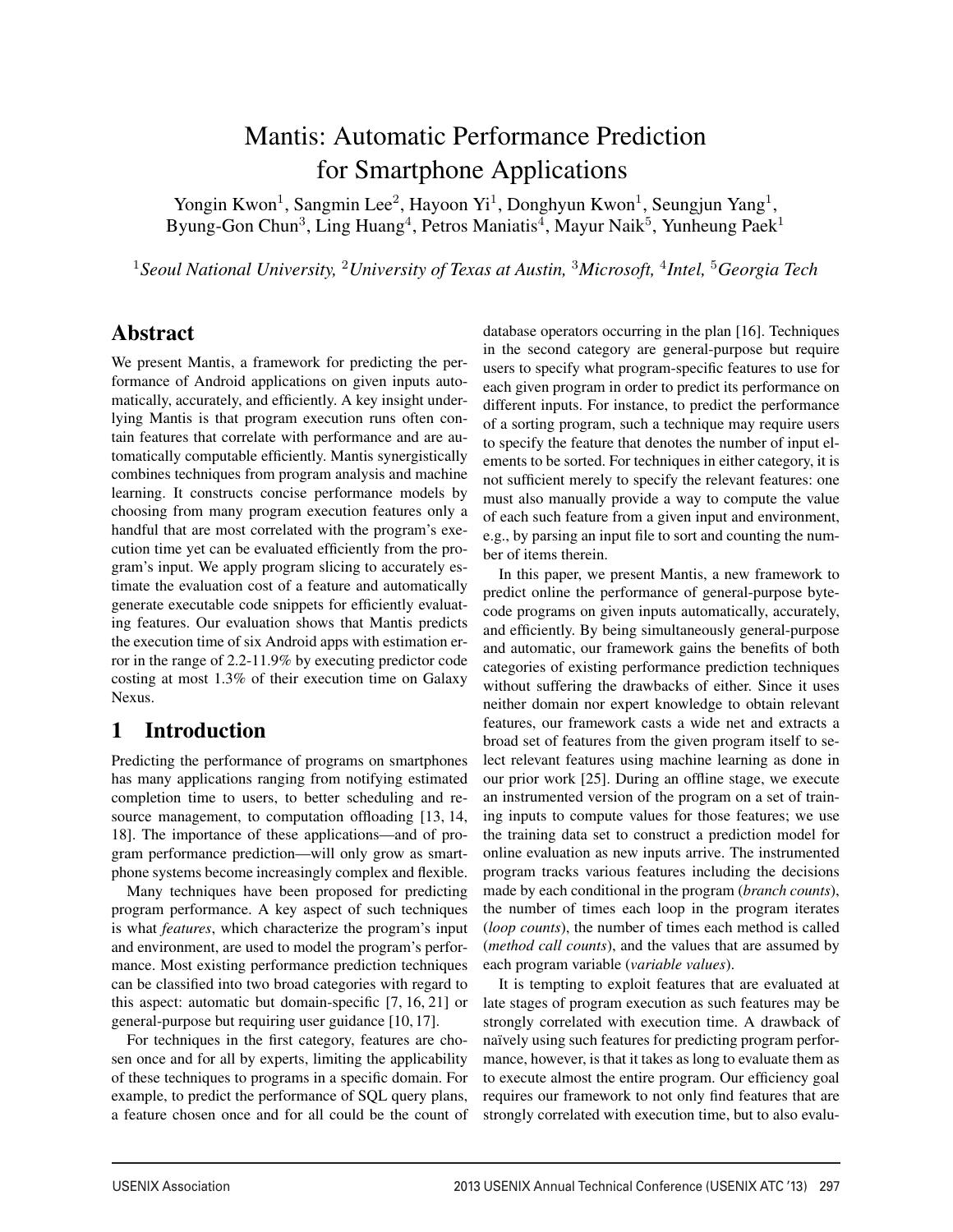# Mantis: Automatic Performance Prediction for Smartphone Applications

Yongin Kwon[1], Sangmin Lee[2], Hayoon Yi[1], Donghyun Kwon[1], Seungjun Yang[1], Byung-Gon Chun[3], Ling Huang[4], Petros Maniatis[4], Mayur Naik[5], Yunheung Paek[1]

[1]*Seoul National University,* [2]*University of Texas at Austin,* [3]*Microsoft,* [4]*Intel,* [5]*Georgia Tech*

## Abstract

We present Mantis, a framework for predicting the performance of Android applications on given inputs automatically, accurately, and efficiently. A key insight underlying Mantis is that program execution runs often contain features that correlate with performance and are automatically computable efficiently. Mantis synergistically combines techniques from program analysis and machine learning. It constructs concise performance models by choosing from many program execution features only a handful that are most correlated with the program's execution time yet can be evaluated efficiently from the program's input. We apply program slicing to accurately estimate the evaluation cost of a feature and automatically generate executable code snippets for efficiently evaluating features. Our evaluation shows that Mantis predicts the execution time of six Android apps with estimation error in the range of 2.2-11.9% by executing predictor code costing at most 1.3% of their execution time on Galaxy Nexus.

## 1 Introduction

Predicting the performance of programs on smartphones has many applications ranging from notifying estimated completion time to users, to better scheduling and resource management, to computation offloading [13, 14, 18]. The importance of these applications—and of program performance prediction—will only grow as smartphone systems become increasingly complex and flexible.

Many techniques have been proposed for predicting program performance. A key aspect of such techniques is what *features*, which characterize the program's input and environment, are used to model the program's performance. Most existing performance prediction techniques can be classified into two broad categories with regard to this aspect: automatic but domain-specific [7, 16, 21] or general-purpose but requiring user guidance [10, 17].

For techniques in the first category, features are chosen once and for all by experts, limiting the applicability of these techniques to programs in a specific domain. For example, to predict the performance of SQL query plans, a feature chosen once and for all could be the count of database operators occurring in the plan [16]. Techniques in the second category are general-purpose but require users to specify what program-specific features to use for each given program in order to predict its performance on different inputs. For instance, to predict the performance of a sorting program, such a technique may require users to specify the feature that denotes the number of input elements to be sorted. For techniques in either category, it is not sufficient merely to specify the relevant features: one must also manually provide a way to compute the value of each such feature from a given input and environment, e.g., by parsing an input file to sort and counting the number of items therein.

In this paper, we present Mantis, a new framework to predict online the performance of general-purpose bytecode programs on given inputs automatically, accurately, and efficiently. By being simultaneously general-purpose and automatic, our framework gains the benefits of both categories of existing performance prediction techniques without suffering the drawbacks of either. Since it uses neither domain nor expert knowledge to obtain relevant features, our framework casts a wide net and extracts a broad set of features from the given program itself to select relevant features using machine learning as done in our prior work [25]. During an offline stage, we execute an instrumented version of the program on a set of training inputs to compute values for those features; we use the training data set to construct a prediction model for online evaluation as new inputs arrive. The instrumented program tracks various features including the decisions made by each conditional in the program (*branch counts*), the number of times each loop in the program iterates (*loop counts*), the number of times each method is called (*method call counts*), and the values that are assumed by each program variable (*variable values*).

It is tempting to exploit features that are evaluated at late stages of program execution as such features may be strongly correlated with execution time. A drawback of naïvely using such features for predicting program performance, however, is that it takes as long to evaluate them as to execute almost the entire program. Our efficiency goal requires our framework to not only find features that are strongly correlated with execution time, but to also evalu-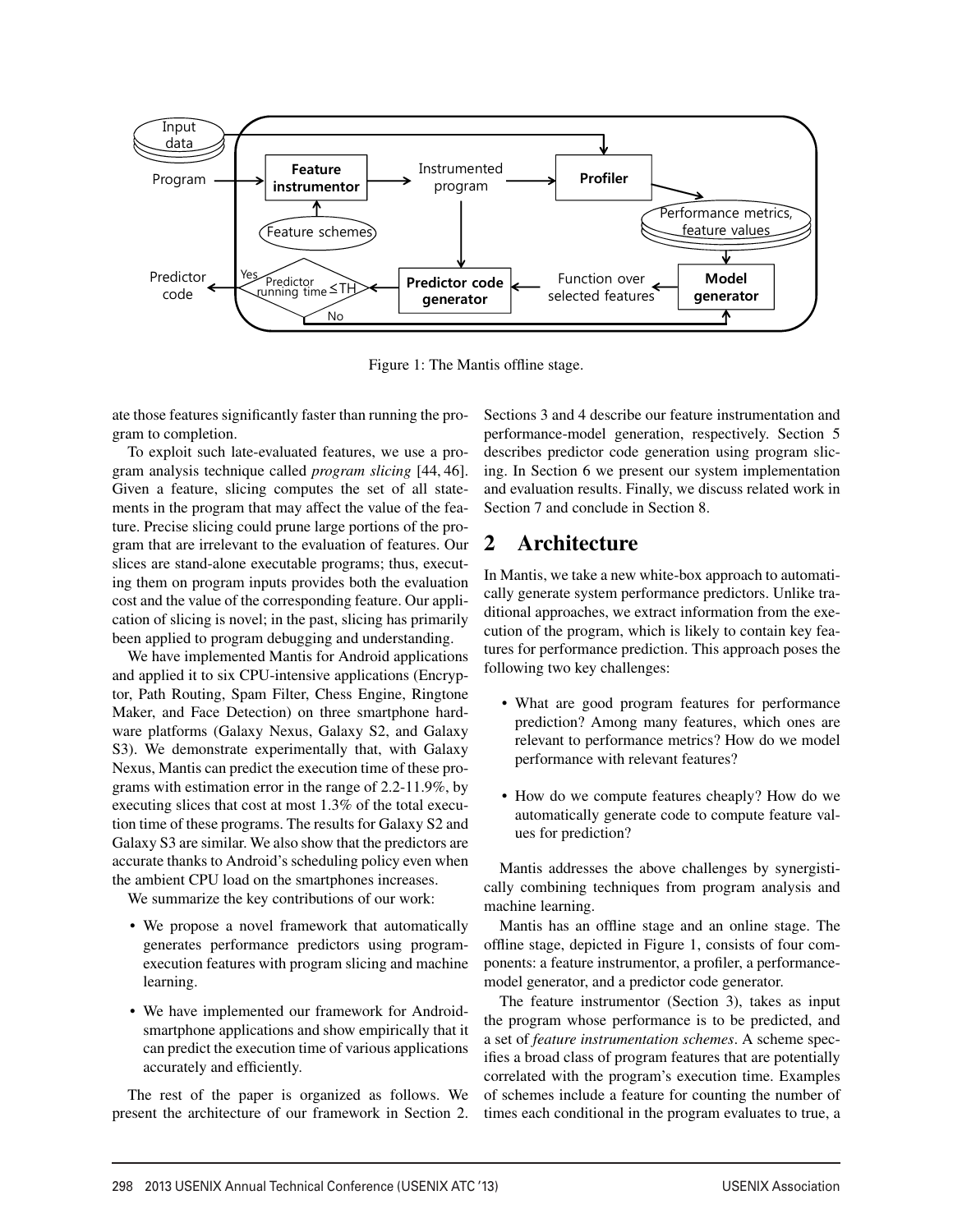Figure 1: The Mantis offline stage.

ate those features significantly faster than running the program to completion.

To exploit such late-evaluated features, we use a program analysis technique called *program slicing* [44, 46]. Given a feature, slicing computes the set of all statements in the program that may affect the value of the feature. Precise slicing could prune large portions of the program that are irrelevant to the evaluation of features. Our slices are stand-alone executable programs; thus, executing them on program inputs provides both the evaluation cost and the value of the corresponding feature. Our application of slicing is novel; in the past, slicing has primarily been applied to program debugging and understanding.

We have implemented Mantis for Android applications and applied it to six CPU-intensive applications (Encryptor, Path Routing, Spam Filter, Chess Engine, Ringtone Maker, and Face Detection) on three smartphone hardware platforms (Galaxy Nexus, Galaxy S2, and Galaxy S3). We demonstrate experimentally that, with Galaxy Nexus, Mantis can predict the execution time of these programs with estimation error in the range of 2.2-11.9%, by executing slices that cost at most 1.3% of the total execution time of these programs. The results for Galaxy S2 and Galaxy S3 are similar. We also show that the predictors are accurate thanks to Android's scheduling policy even when the ambient CPU load on the smartphones increases.

We summarize the key contributions of our work:

- We propose a novel framework that automatically generates performance predictors using program-execution features with program slicing and machine learning.
- We have implemented our framework for Android-smartphone applications and show empirically that it can predict the execution time of various applications accurately and efficiently.

The rest of the paper is organized as follows. We present the architecture of our framework in Section 2. Sections 3 and 4 describe our feature instrumentation and performance-model generation, respectively. Section 5 describes predictor code generation using program slicing. In Section 6 we present our system implementation and evaluation results. Finally, we discuss related work in Section 7 and conclude in Section 8.

## 2 Architecture

In Mantis, we take a new white-box approach to automatically generate system performance predictors. Unlike traditional approaches, we extract information from the execution of the program, which is likely to contain key features for performance prediction. This approach poses the following two key challenges:

- What are good program features for performance prediction? Among many features, which ones are relevant to performance metrics? How do we model performance with relevant features?
- How do we compute features cheaply? How do we automatically generate code to compute feature values for prediction?

Mantis addresses the above challenges by synergistically combining techniques from program analysis and machine learning.

Mantis has an offline stage and an online stage. The offline stage, depicted in Figure 1, consists of four components: a feature instrumentor, a profiler, a performance-model generator, and a predictor code generator.

The feature instrumentor (Section 3), takes as input the program whose performance is to be predicted, and a set of *feature instrumentation schemes*. A scheme specifies a broad class of program features that are potentially correlated with the program's execution time. Examples of schemes include a feature for counting the number of times each conditional in the program evaluates to true, a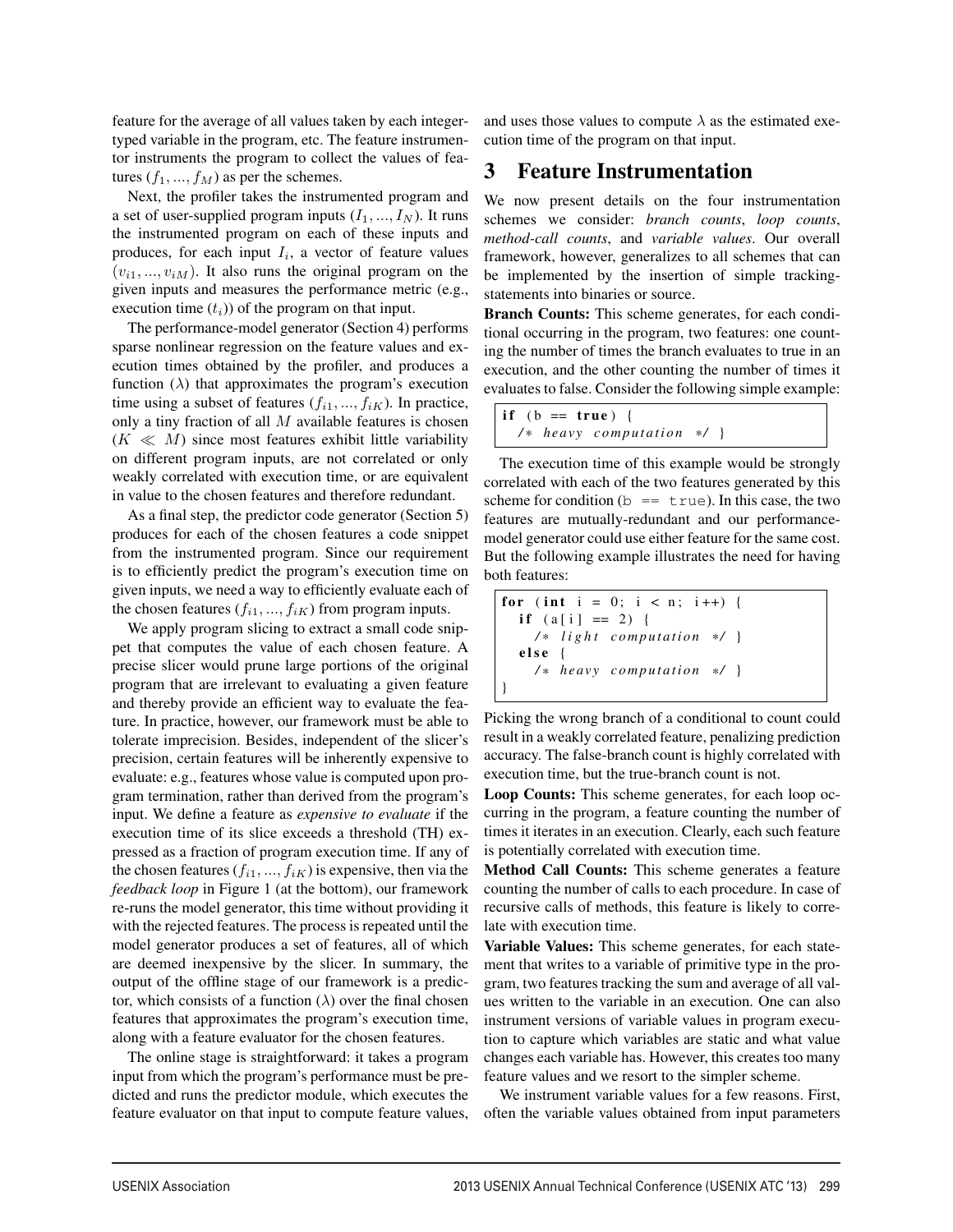feature for the average of all values taken by each integer-typed variable in the program, etc. The feature instrumentor instruments the program to collect the values of features $(f_1, ..., f_M)$ as per the schemes.

Next, the profiler takes the instrumented program and a set of user-supplied program inputs $(I_1, ..., I_N)$. It runs the instrumented program on each of these inputs and produces, for each input $I_i$, a vector of feature values $(v_{i1}, ..., v_{iM})$. It also runs the original program on the given inputs and measures the performance metric (e.g., execution time $(t_i)$) of the program on that input.

The performance-model generator (Section 4) performs sparse nonlinear regression on the feature values and execution times obtained by the profiler, and produces a function $(\lambda)$ that approximates the program's execution time using a subset of features $(f_{i1}, ..., f_{iK})$. In practice, only a tiny fraction of all $M$ available features is chosen $(K \ll M)$ since most features exhibit little variability on different program inputs, are not correlated or only weakly correlated with execution time, or are equivalent in value to the chosen features and therefore redundant.

As a final step, the predictor code generator (Section 5) produces for each of the chosen features a code snippet from the instrumented program. Since our requirement is to efficiently predict the program's execution time on given inputs, we need a way to efficiently evaluate each of the chosen features $(f_{i1}, ..., f_{iK})$ from program inputs.

We apply program slicing to extract a small code snippet that computes the value of each chosen feature. A precise slicer would prune large portions of the original program that are irrelevant to evaluating a given feature and thereby provide an efficient way to evaluate the feature. In practice, however, our framework must be able to tolerate imprecision. Besides, independent of the slicer's precision, certain features will be inherently expensive to evaluate: e.g., features whose value is computed upon program termination, rather than derived from the program's input. We define a feature as *expensive to evaluate* if the execution time of its slice exceeds a threshold (TH) expressed as a fraction of program execution time. If any of the chosen features $(f_{i1}, ..., f_{iK})$ is expensive, then via the *feedback loop* in Figure 1 (at the bottom), our framework re-runs the model generator, this time without providing it with the rejected features. The process is repeated until the model generator produces a set of features, all of which are deemed inexpensive by the slicer. In summary, the output of the offline stage of our framework is a predictor, which consists of a function $(\lambda)$ over the final chosen features that approximates the program's execution time, along with a feature evaluator for the chosen features.

The online stage is straightforward: it takes a program input from which the program's performance must be predicted and runs the predictor module, which executes the feature evaluator on that input to compute feature values, and uses those values to compute $\lambda$ as the estimated execution time of the program on that input.

# 3 Feature Instrumentation

We now present details on the four instrumentation schemes we consider: *branch counts*, *loop counts*, *method-call counts*, and *variable values*. Our overall framework, however, generalizes to all schemes that can be implemented by the insertion of simple tracking-statements into binaries or source.

**Branch Counts:** This scheme generates, for each conditional occurring in the program, two features: one counting the number of times the branch evaluates to true in an execution, and the other counting the number of times it evaluates to false. Consider the following simple example:

```
if (b == true) {
  /* heavy computation */ }
```

The execution time of this example would be strongly correlated with each of the two features generated by this scheme for condition (`b == true`). In this case, the two features are mutually-redundant and our performance-model generator could use either feature for the same cost. But the following example illustrates the need for having both features:

```
for (int i = 0; i < n; i++) {
  if (a[i] == 2) {
    /* light computation */ }
  else {
    /* heavy computation */ }
}
```

Picking the wrong branch of a conditional to count could result in a weakly correlated feature, penalizing prediction accuracy. The false-branch count is highly correlated with execution time, but the true-branch count is not.

**Loop Counts:** This scheme generates, for each loop occurring in the program, a feature counting the number of times it iterates in an execution. Clearly, each such feature is potentially correlated with execution time.

**Method Call Counts:** This scheme generates a feature counting the number of calls to each procedure. In case of recursive calls of methods, this feature is likely to correlate with execution time.

**Variable Values:** This scheme generates, for each statement that writes to a variable of primitive type in the program, two features tracking the sum and average of all values written to the variable in an execution. One can also instrument versions of variable values in program execution to capture which variables are static and what value changes each variable has. However, this creates too many feature values and we resort to the simpler scheme.

We instrument variable values for a few reasons. First, often the variable values obtained from input parameters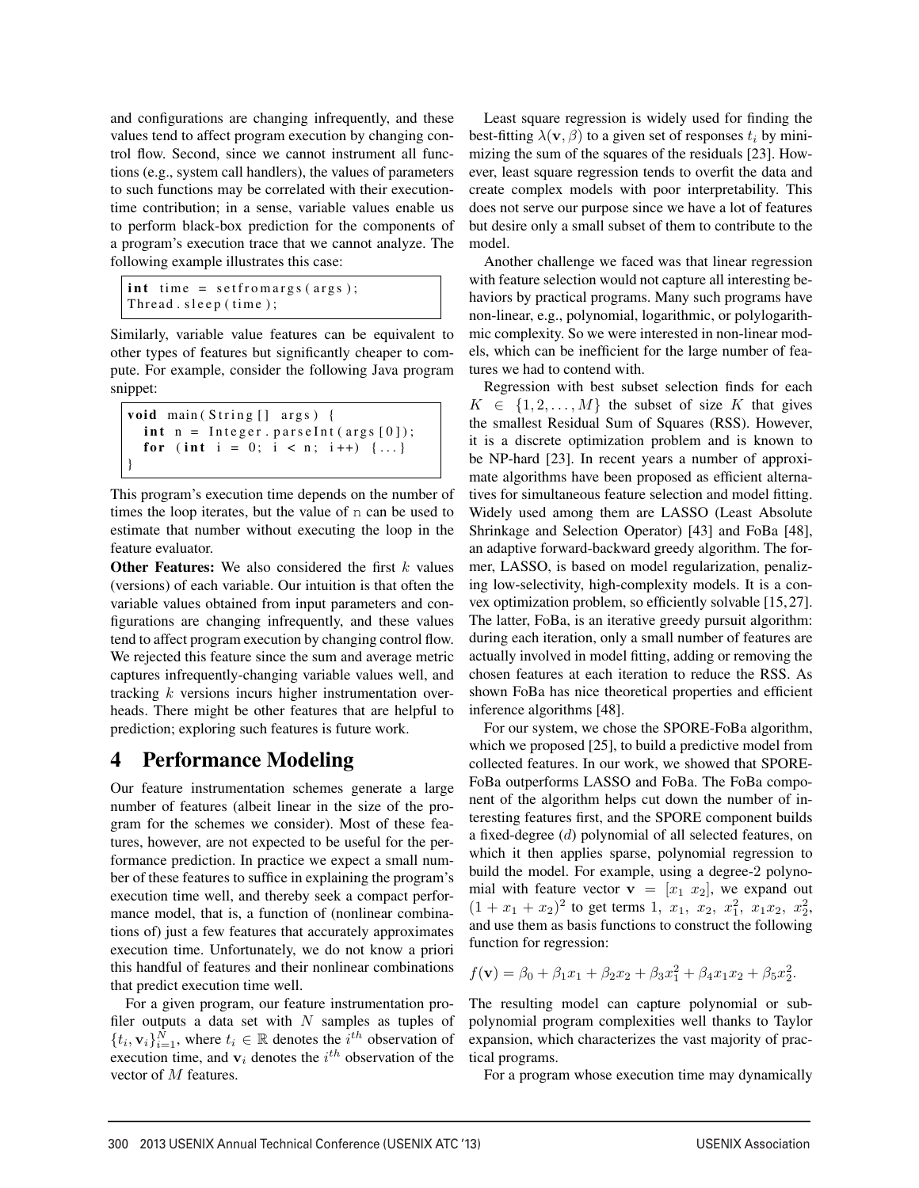and configurations are changing infrequently, and these values tend to affect program execution by changing control flow. Second, since we cannot instrument all functions (e.g., system call handlers), the values of parameters to such functions may be correlated with their execution-time contribution; in a sense, variable values enable us to perform black-box prediction for the components of a program's execution trace that we cannot analyze. The following example illustrates this case:

```
int time = setfromargs(args);
Thread.sleep(time);
```

Similarly, variable value features can be equivalent to other types of features but significantly cheaper to compute. For example, consider the following Java program snippet:

```
void main(String[] args) {
  int n = Integer.parseInt(args[0]);
  for (int i = 0; i < n; i++) {...}
}
```

This program's execution time depends on the number of times the loop iterates, but the value of n can be used to estimate that number without executing the loop in the feature evaluator.

**Other Features:** We also considered the first $k$ values (versions) of each variable. Our intuition is that often the variable values obtained from input parameters and configurations are changing infrequently, and these values tend to affect program execution by changing control flow. We rejected this feature since the sum and average metric captures infrequently-changing variable values well, and tracking $k$ versions incurs higher instrumentation overheads. There might be other features that are helpful to prediction; exploring such features is future work.

# 4 Performance Modeling

Our feature instrumentation schemes generate a large number of features (albeit linear in the size of the program for the schemes we consider). Most of these features, however, are not expected to be useful for the performance prediction. In practice we expect a small number of these features to suffice in explaining the program's execution time well, and thereby seek a compact performance model, that is, a function of (nonlinear combinations of) just a few features that accurately approximates execution time. Unfortunately, we do not know a priori this handful of features and their nonlinear combinations that predict execution time well.

For a given program, our feature instrumentation profiler outputs a data set with $N$ samples as tuples of $\{t_i, \mathbf{v}_i\}_{i=1}^{N}$, where $t_i \in \mathbb{R}$ denotes the $i^{th}$ observation of execution time, and $\mathbf{v}_i$ denotes the $i^{th}$ observation of the vector of $M$ features.

Least square regression is widely used for finding the best-fitting $\lambda(\mathbf{v}, \beta)$ to a given set of responses $t_i$ by minimizing the sum of the squares of the residuals [23]. However, least square regression tends to overfit the data and create complex models with poor interpretability. This does not serve our purpose since we have a lot of features but desire only a small subset of them to contribute to the model.

Another challenge we faced was that linear regression with feature selection would not capture all interesting behaviors by practical programs. Many such programs have non-linear, e.g., polynomial, logarithmic, or polylogarithmic complexity. So we were interested in non-linear models, which can be inefficient for the large number of features we had to contend with.

Regression with best subset selection finds for each $K \in \{1, 2, \ldots, M\}$ the subset of size $K$ that gives the smallest Residual Sum of Squares (RSS). However, it is a discrete optimization problem and is known to be NP-hard [23]. In recent years a number of approximate algorithms have been proposed as efficient alternatives for simultaneous feature selection and model fitting. Widely used among them are LASSO (Least Absolute Shrinkage and Selection Operator) [43] and FoBa [48], an adaptive forward-backward greedy algorithm. The former, LASSO, is based on model regularization, penalizing low-selectivity, high-complexity models. It is a convex optimization problem, so efficiently solvable [15, 27]. The latter, FoBa, is an iterative greedy pursuit algorithm: during each iteration, only a small number of features are actually involved in model fitting, adding or removing the chosen features at each iteration to reduce the RSS. As shown FoBa has nice theoretical properties and efficient inference algorithms [48].

For our system, we chose the SPORE-FoBa algorithm, which we proposed [25], to build a predictive model from collected features. In our work, we showed that SPORE-FoBa outperforms LASSO and FoBa. The FoBa component of the algorithm helps cut down the number of interesting features first, and the SPORE component builds a fixed-degree ($d$) polynomial of all selected features, on which it then applies sparse, polynomial regression to build the model. For example, using a degree-2 polynomial with feature vector $\mathbf{v} = [x_1\ x_2]$, we expand out $(1 + x_1 + x_2)^2$ to get terms $1,\ x_1,\ x_2,\ x_1^2,\ x_1x_2,\ x_2^2$, and use them as basis functions to construct the following function for regression:

$$f(\mathbf{v}) = \beta_0 + \beta_1 x_1 + \beta_2 x_2 + \beta_3 x_1^2 + \beta_4 x_1 x_2 + \beta_5 x_2^2.$$

The resulting model can capture polynomial or sub-polynomial program complexities well thanks to Taylor expansion, which characterizes the vast majority of practical programs.

For a program whose execution time may dynamically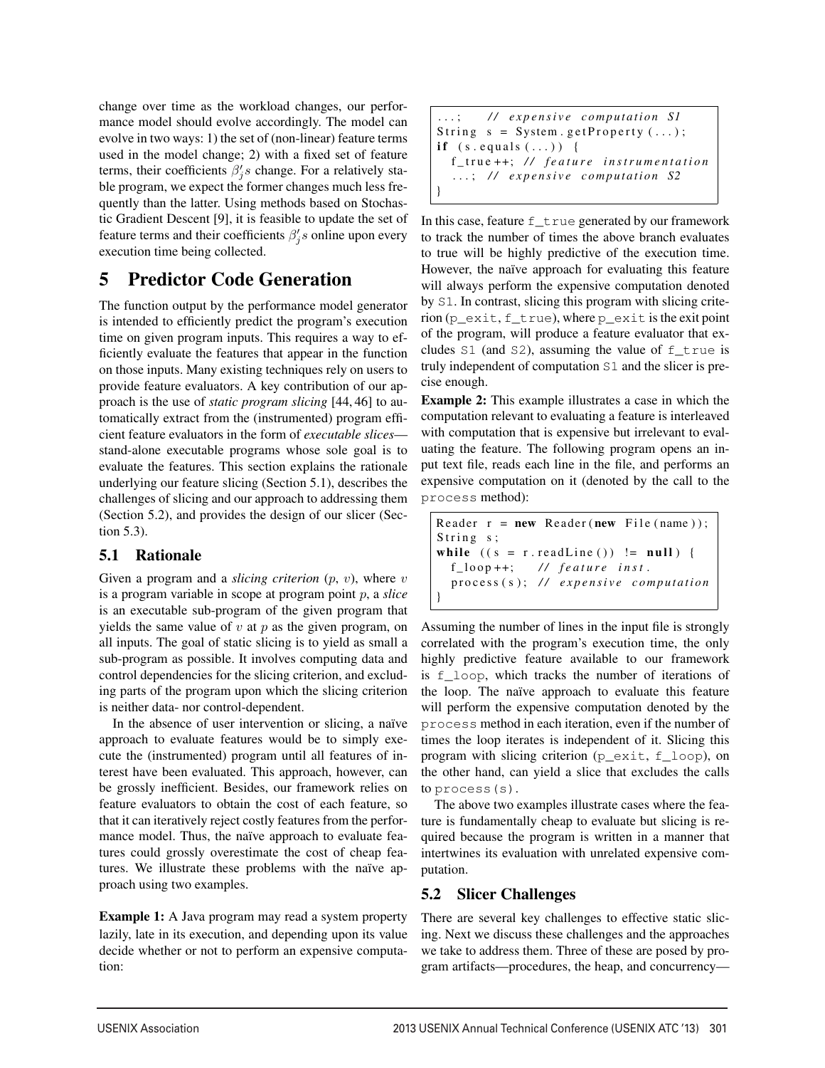change over time as the workload changes, our performance model should evolve accordingly. The model can evolve in two ways: 1) the set of (non-linear) feature terms used in the model change; 2) with a fixed set of feature terms, their coefficients $\beta'_j s$ change. For a relatively stable program, we expect the former changes much less frequently than the latter. Using methods based on Stochastic Gradient Descent [9], it is feasible to update the set of feature terms and their coefficients $\beta'_j s$ online upon every execution time being collected.

# 5 Predictor Code Generation

The function output by the performance model generator is intended to efficiently predict the program's execution time on given program inputs. This requires a way to efficiently evaluate the features that appear in the function on those inputs. Many existing techniques rely on users to provide feature evaluators. A key contribution of our approach is the use of *static program slicing* [44, 46] to automatically extract from the (instrumented) program efficient feature evaluators in the form of *executable slices*—stand-alone executable programs whose sole goal is to evaluate the features. This section explains the rationale underlying our feature slicing (Section 5.1), describes the challenges of slicing and our approach to addressing them (Section 5.2), and provides the design of our slicer (Section 5.3).

## 5.1 Rationale

Given a program and a *slicing criterion* ($p$, $v$), where $v$ is a program variable in scope at program point $p$, a *slice* is an executable sub-program of the given program that yields the same value of $v$ at $p$ as the given program, on all inputs. The goal of static slicing is to yield as small a sub-program as possible. It involves computing data and control dependencies for the slicing criterion, and excluding parts of the program upon which the slicing criterion is neither data- nor control-dependent.

In the absence of user intervention or slicing, a naïve approach to evaluate features would be to simply execute the (instrumented) program until all features of interest have been evaluated. This approach, however, can be grossly inefficient. Besides, our framework relies on feature evaluators to obtain the cost of each feature, so that it can iteratively reject costly features from the performance model. Thus, the naïve approach to evaluate features could grossly overestimate the cost of cheap features. We illustrate these problems with the naïve approach using two examples.

**Example 1:** A Java program may read a system property lazily, late in its execution, and depending upon its value decide whether or not to perform an expensive computation:

```
...;    // expensive computation S1
String s = System.getProperty(...);
if (s.equals(...)) {
  f_true++; // feature instrumentation
  ...; // expensive computation S2
}
```

In this case, feature `f_true` generated by our framework to track the number of times the above branch evaluates to true will be highly predictive of the execution time. However, the naïve approach for evaluating this feature will always perform the expensive computation denoted by `S1`. In contrast, slicing this program with slicing criterion (`p_exit`, `f_true`), where `p_exit` is the exit point of the program, will produce a feature evaluator that excludes `S1` (and `S2`), assuming the value of `f_true` is truly independent of computation `S1` and the slicer is precise enough.

**Example 2:** This example illustrates a case in which the computation relevant to evaluating a feature is interleaved with computation that is expensive but irrelevant to evaluating the feature. The following program opens an input text file, reads each line in the file, and performs an expensive computation on it (denoted by the call to the `process` method):

```
Reader r = new Reader(new File(name));
String s;
while ((s = r.readLine()) != null) {
  f_loop++;    // feature inst.
  process(s); // expensive computation
}
```

Assuming the number of lines in the input file is strongly correlated with the program's execution time, the only highly predictive feature available to our framework is `f_loop`, which tracks the number of iterations of the loop. The naïve approach to evaluate this feature will perform the expensive computation denoted by the `process` method in each iteration, even if the number of times the loop iterates is independent of it. Slicing this program with slicing criterion (`p_exit`, `f_loop`), on the other hand, can yield a slice that excludes the calls to `process(s)`.

The above two examples illustrate cases where the feature is fundamentally cheap to evaluate but slicing is required because the program is written in a manner that intertwines its evaluation with unrelated expensive computation.

## 5.2 Slicer Challenges

There are several key challenges to effective static slicing. Next we discuss these challenges and the approaches we take to address them. Three of these are posed by program artifacts—procedures, the heap, and concurrency—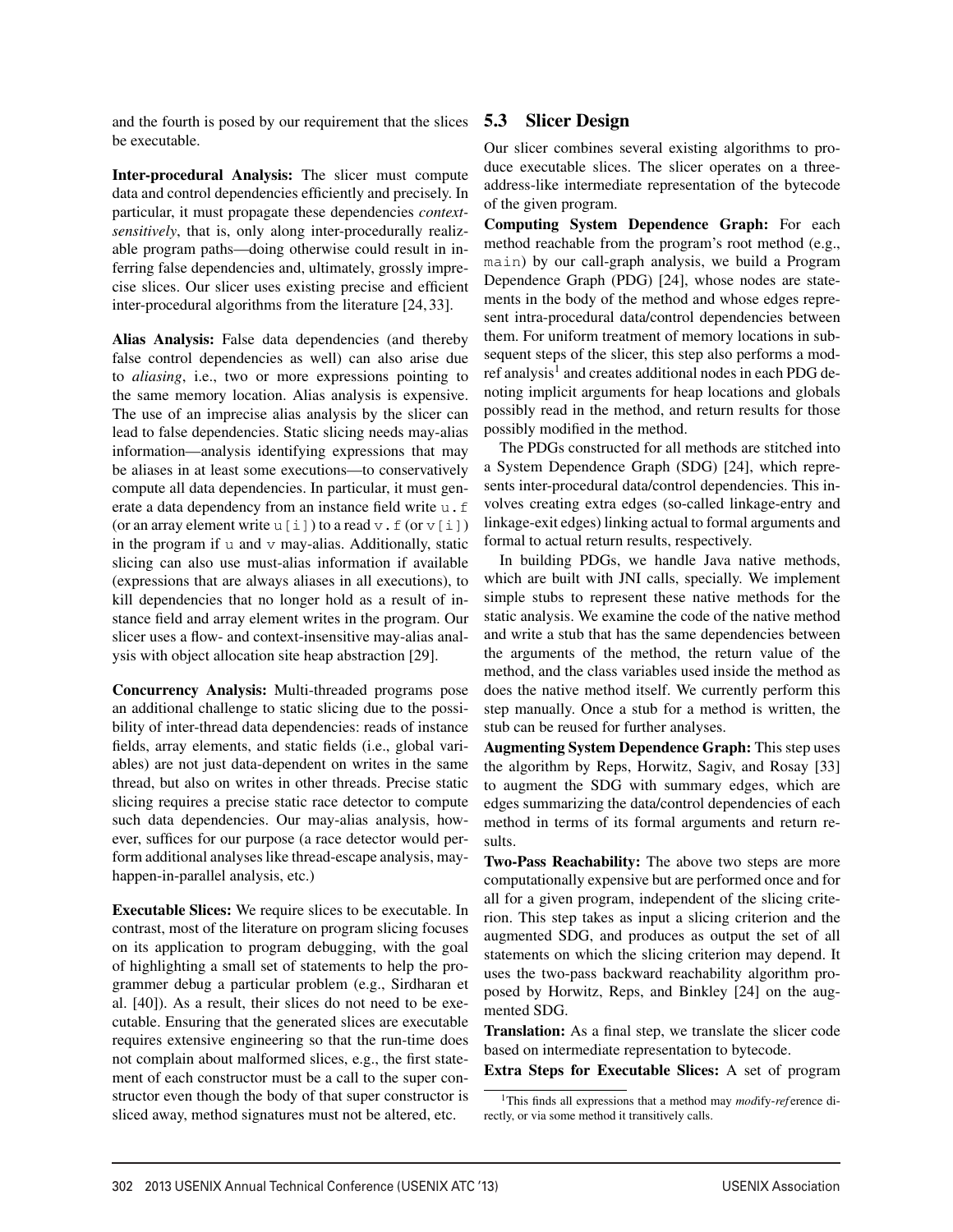and the fourth is posed by our requirement that the slices be executable.

**Inter-procedural Analysis:** The slicer must compute data and control dependencies efficiently and precisely. In particular, it must propagate these dependencies *context-sensitively*, that is, only along inter-procedurally realizable program paths—doing otherwise could result in inferring false dependencies and, ultimately, grossly imprecise slices. Our slicer uses existing precise and efficient inter-procedural algorithms from the literature [24, 33].

**Alias Analysis:** False data dependencies (and thereby false control dependencies as well) can also arise due to *aliasing*, i.e., two or more expressions pointing to the same memory location. Alias analysis is expensive. The use of an imprecise alias analysis by the slicer can lead to false dependencies. Static slicing needs may-alias information—analysis identifying expressions that may be aliases in at least some executions—to conservatively compute all data dependencies. In particular, it must generate a data dependency from an instance field write `u.f` (or an array element write `u[i]`) to a read `v.f` (or `v[i]`) in the program if `u` and `v` may-alias. Additionally, static slicing can also use must-alias information if available (expressions that are always aliases in all executions), to kill dependencies that no longer hold as a result of instance field and array element writes in the program. Our slicer uses a flow- and context-insensitive may-alias analysis with object allocation site heap abstraction [29].

**Concurrency Analysis:** Multi-threaded programs pose an additional challenge to static slicing due to the possibility of inter-thread data dependencies: reads of instance fields, array elements, and static fields (i.e., global variables) are not just data-dependent on writes in the same thread, but also on writes in other threads. Precise static slicing requires a precise static race detector to compute such data dependencies. Our may-alias analysis, however, suffices for our purpose (a race detector would perform additional analyses like thread-escape analysis, may-happen-in-parallel analysis, etc.)

**Executable Slices:** We require slices to be executable. In contrast, most of the literature on program slicing focuses on its application to program debugging, with the goal of highlighting a small set of statements to help the programmer debug a particular problem (e.g., Sirdharan et al. [40]). As a result, their slices do not need to be executable. Ensuring that the generated slices are executable requires extensive engineering so that the run-time does not complain about malformed slices, e.g., the first statement of each constructor must be a call to the super constructor even though the body of that super constructor is sliced away, method signatures must not be altered, etc.

## 5.3 Slicer Design

Our slicer combines several existing algorithms to produce executable slices. The slicer operates on a three-address-like intermediate representation of the bytecode of the given program.

**Computing System Dependence Graph:** For each method reachable from the program's root method (e.g., `main`) by our call-graph analysis, we build a Program Dependence Graph (PDG) [24], whose nodes are statements in the body of the method and whose edges represent intra-procedural data/control dependencies between them. For uniform treatment of memory locations in subsequent steps of the slicer, this step also performs a mod-ref analysis[1] and creates additional nodes in each PDG denoting implicit arguments for heap locations and globals possibly read in the method, and return results for those possibly modified in the method.

The PDGs constructed for all methods are stitched into a System Dependence Graph (SDG) [24], which represents inter-procedural data/control dependencies. This involves creating extra edges (so-called linkage-entry and linkage-exit edges) linking actual to formal arguments and formal to actual return results, respectively.

In building PDGs, we handle Java native methods, which are built with JNI calls, specially. We implement simple stubs to represent these native methods for the static analysis. We examine the code of the native method and write a stub that has the same dependencies between the arguments of the method, the return value of the method, and the class variables used inside the method as does the native method itself. We currently perform this step manually. Once a stub for a method is written, the stub can be reused for further analyses.

**Augmenting System Dependence Graph:** This step uses the algorithm by Reps, Horwitz, Sagiv, and Rosay [33] to augment the SDG with summary edges, which are edges summarizing the data/control dependencies of each method in terms of its formal arguments and return results.

**Two-Pass Reachability:** The above two steps are more computationally expensive but are performed once and for all for a given program, independent of the slicing criterion. This step takes as input a slicing criterion and the augmented SDG, and produces as output the set of all statements on which the slicing criterion may depend. It uses the two-pass backward reachability algorithm proposed by Horwitz, Reps, and Binkley [24] on the augmented SDG.

**Translation:** As a final step, we translate the slicer code based on intermediate representation to bytecode.

**Extra Steps for Executable Slices:** A set of program

[1] This finds all expressions that a method may *mod*ify-*ref*erence directly, or via some method it transitively calls.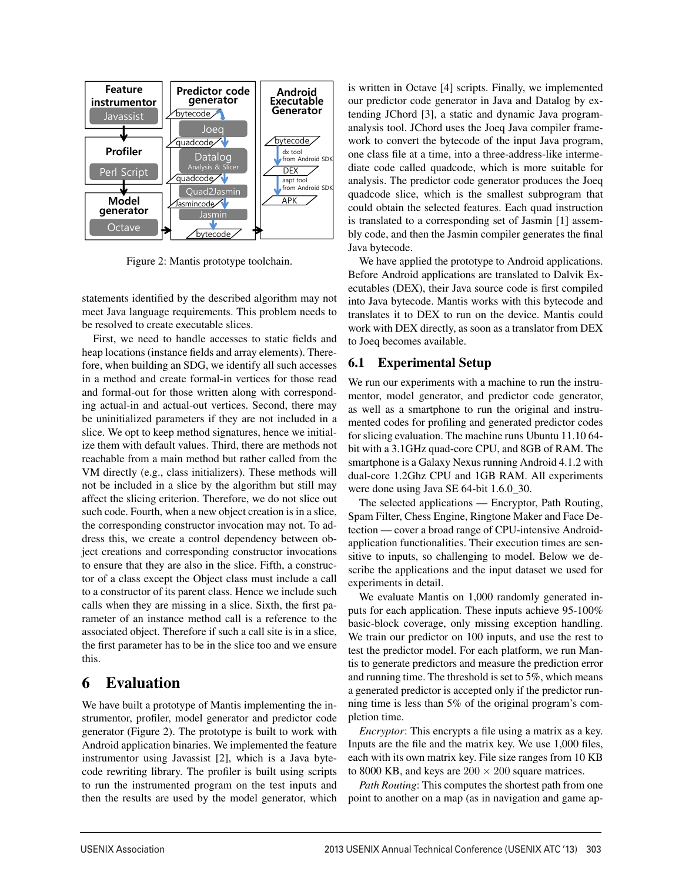Figure 2: Mantis prototype toolchain.

statements identified by the described algorithm may not meet Java language requirements. This problem needs to be resolved to create executable slices.

First, we need to handle accesses to static fields and heap locations (instance fields and array elements). Therefore, when building an SDG, we identify all such accesses in a method and create formal-in vertices for those read and formal-out for those written along with corresponding actual-in and actual-out vertices. Second, there may be uninitialized parameters if they are not included in a slice. We opt to keep method signatures, hence we initialize them with default values. Third, there are methods not reachable from a main method but rather called from the VM directly (e.g., class initializers). These methods will not be included in a slice by the algorithm but still may affect the slicing criterion. Therefore, we do not slice out such code. Fourth, when a new object creation is in a slice, the corresponding constructor invocation may not. To address this, we create a control dependency between object creations and corresponding constructor invocations to ensure that they are also in the slice. Fifth, a constructor of a class except the Object class must include a call to a constructor of its parent class. Hence we include such calls when they are missing in a slice. Sixth, the first parameter of an instance method call is a reference to the associated object. Therefore if such a call site is in a slice, the first parameter has to be in the slice too and we ensure this.

# 6 Evaluation

We have built a prototype of Mantis implementing the instrumentor, profiler, model generator and predictor code generator (Figure 2). The prototype is built to work with Android application binaries. We implemented the feature instrumentor using Javassist [2], which is a Java bytecode rewriting library. The profiler is built using scripts to run the instrumented program on the test inputs and then the results are used by the model generator, which is written in Octave [4] scripts. Finally, we implemented our predictor code generator in Java and Datalog by extending JChord [3], a static and dynamic Java program-analysis tool. JChord uses the Joeq Java compiler framework to convert the bytecode of the input Java program, one class file at a time, into a three-address-like intermediate code called quadcode, which is more suitable for analysis. The predictor code generator produces the Joeq quadcode slice, which is the smallest subprogram that could obtain the selected features. Each quad instruction is translated to a corresponding set of Jasmin [1] assembly code, and then the Jasmin compiler generates the final Java bytecode.

We have applied the prototype to Android applications. Before Android applications are translated to Dalvik Executables (DEX), their Java source code is first compiled into Java bytecode. Mantis works with this bytecode and translates it to DEX to run on the device. Mantis could work with DEX directly, as soon as a translator from DEX to Joeq becomes available.

## 6.1 Experimental Setup

We run our experiments with a machine to run the instrumentor, model generator, and predictor code generator, as well as a smartphone to run the original and instrumented codes for profiling and generated predictor codes for slicing evaluation. The machine runs Ubuntu 11.10 64-bit with a 3.1GHz quad-core CPU, and 8GB of RAM. The smartphone is a Galaxy Nexus running Android 4.1.2 with dual-core 1.2Ghz CPU and 1GB RAM. All experiments were done using Java SE 64-bit 1.6.0_30.

The selected applications — Encryptor, Path Routing, Spam Filter, Chess Engine, Ringtone Maker and Face Detection — cover a broad range of CPU-intensive Android-application functionalities. Their execution times are sensitive to inputs, so challenging to model. Below we describe the applications and the input dataset we used for experiments in detail.

We evaluate Mantis on 1,000 randomly generated inputs for each application. These inputs achieve 95-100% basic-block coverage, only missing exception handling. We train our predictor on 100 inputs, and use the rest to test the predictor model. For each platform, we run Mantis to generate predictors and measure the prediction error and running time. The threshold is set to 5%, which means a generated predictor is accepted only if the predictor running time is less than 5% of the original program's completion time.

*Encryptor*: This encrypts a file using a matrix as a key. Inputs are the file and the matrix key. We use 1,000 files, each with its own matrix key. File size ranges from 10 KB to 8000 KB, and keys are $200 \times 200$ square matrices.

*Path Routing*: This computes the shortest path from one point to another on a map (as in navigation and game ap-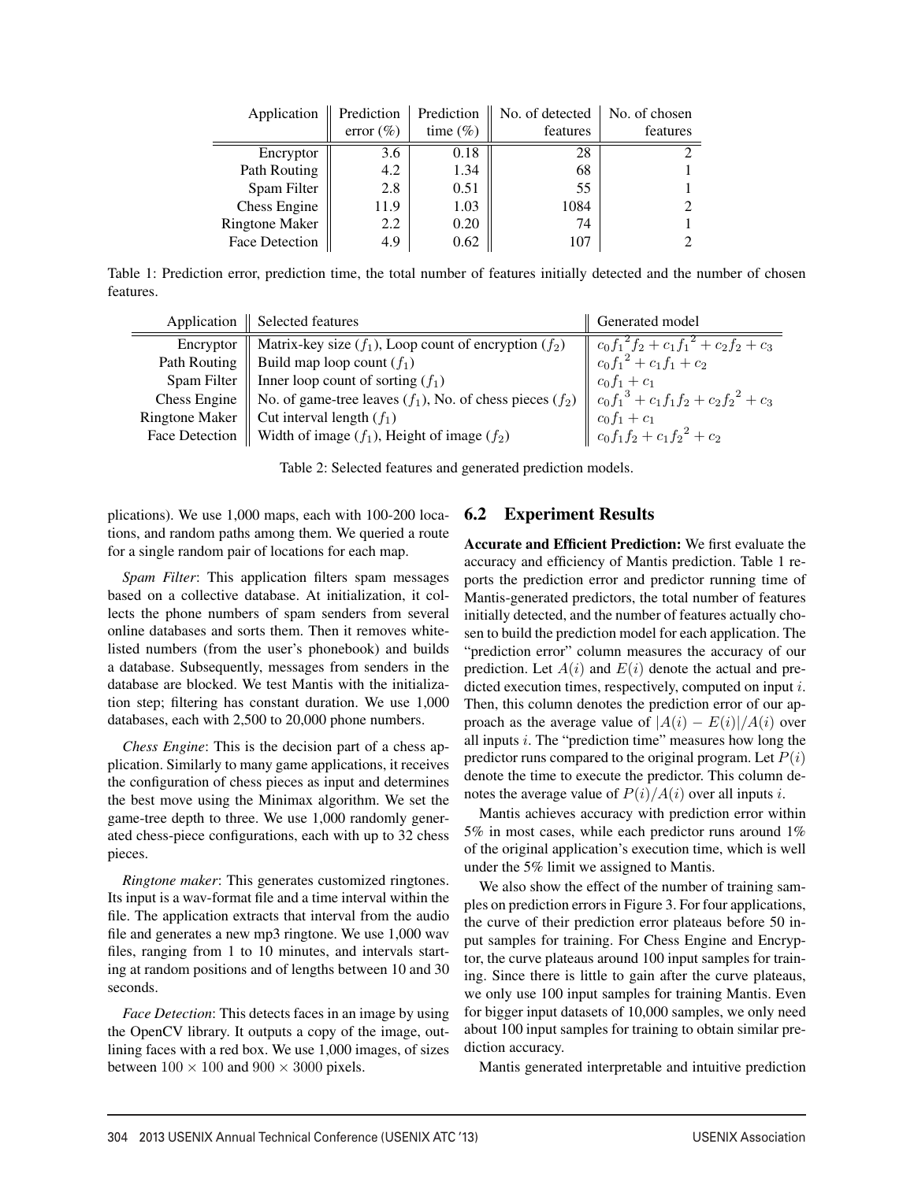| Application | Prediction error (%) | Prediction time (%) | No. of detected features | No. of chosen features |
|---|---|---|---|---|
| Encryptor | 3.6 | 0.18 | 28 | 2 |
| Path Routing | 4.2 | 1.34 | 68 | 1 |
| Spam Filter | 2.8 | 0.51 | 55 | 1 |
| Chess Engine | 11.9 | 1.03 | 1084 | 2 |
| Ringtone Maker | 2.2 | 0.20 | 74 | 1 |
| Face Detection | 4.9 | 0.62 | 107 | 2 |

Table 1: Prediction error, prediction time, the total number of features initially detected and the number of chosen features.

| Application | Selected features | Generated model |
|---|---|---|
| Encryptor | Matrix-key size ($f_1$), Loop count of encryption ($f_2$) | $c_0{f_1}^2 f_2 + c_1{f_1}^2 + c_2 f_2 + c_3$ |
| Path Routing | Build map loop count ($f_1$) | $c_0{f_1}^2 + c_1 f_1 + c_2$ |
| Spam Filter | Inner loop count of sorting ($f_1$) | $c_0 f_1 + c_1$ |
| Chess Engine | No. of game-tree leaves ($f_1$), No. of chess pieces ($f_2$) | $c_0{f_1}^3 + c_1 f_1 f_2 + c_2{f_2}^2 + c_3$ |
| Ringtone Maker | Cut interval length ($f_1$) | $c_0 f_1 + c_1$ |
| Face Detection | Width of image ($f_1$), Height of image ($f_2$) | $c_0 f_1 f_2 + c_1{f_2}^2 + c_2$ |

Table 2: Selected features and generated prediction models.

plications). We use 1,000 maps, each with 100-200 locations, and random paths among them. We queried a route for a single random pair of locations for each map.

*Spam Filter*: This application filters spam messages based on a collective database. At initialization, it collects the phone numbers of spam senders from several online databases and sorts them. Then it removes whitelisted numbers (from the user's phonebook) and builds a database. Subsequently, messages from senders in the database are blocked. We test Mantis with the initialization step; filtering has constant duration. We use 1,000 databases, each with 2,500 to 20,000 phone numbers.

*Chess Engine*: This is the decision part of a chess application. Similarly to many game applications, it receives the configuration of chess pieces as input and determines the best move using the Minimax algorithm. We set the game-tree depth to three. We use 1,000 randomly generated chess-piece configurations, each with up to 32 chess pieces.

*Ringtone maker*: This generates customized ringtones. Its input is a wav-format file and a time interval within the file. The application extracts that interval from the audio file and generates a new mp3 ringtone. We use 1,000 wav files, ranging from 1 to 10 minutes, and intervals starting at random positions and of lengths between 10 and 30 seconds.

*Face Detection*: This detects faces in an image by using the OpenCV library. It outputs a copy of the image, outlining faces with a red box. We use 1,000 images, of sizes between $100 \times 100$ and $900 \times 3000$ pixels.

## 6.2 Experiment Results

**Accurate and Efficient Prediction:** We first evaluate the accuracy and efficiency of Mantis prediction. Table 1 reports the prediction error and predictor running time of Mantis-generated predictors, the total number of features initially detected, and the number of features actually chosen to build the prediction model for each application. The "prediction error" column measures the accuracy of our prediction. Let $A(i)$ and $E(i)$ denote the actual and predicted execution times, respectively, computed on input $i$. Then, this column denotes the prediction error of our approach as the average value of $|A(i) - E(i)|/A(i)$ over all inputs $i$. The "prediction time" measures how long the predictor runs compared to the original program. Let $P(i)$ denote the time to execute the predictor. This column denotes the average value of $P(i)/A(i)$ over all inputs $i$.

Mantis achieves accuracy with prediction error within 5% in most cases, while each predictor runs around 1% of the original application's execution time, which is well under the 5% limit we assigned to Mantis.

We also show the effect of the number of training samples on prediction errors in Figure 3. For four applications, the curve of their prediction error plateaus before 50 input samples for training. For Chess Engine and Encryptor, the curve plateaus around 100 input samples for training. Since there is little to gain after the curve plateaus, we only use 100 input samples for training Mantis. Even for bigger input datasets of 10,000 samples, we only need about 100 input samples for training to obtain similar prediction accuracy.

Mantis generated interpretable and intuitive prediction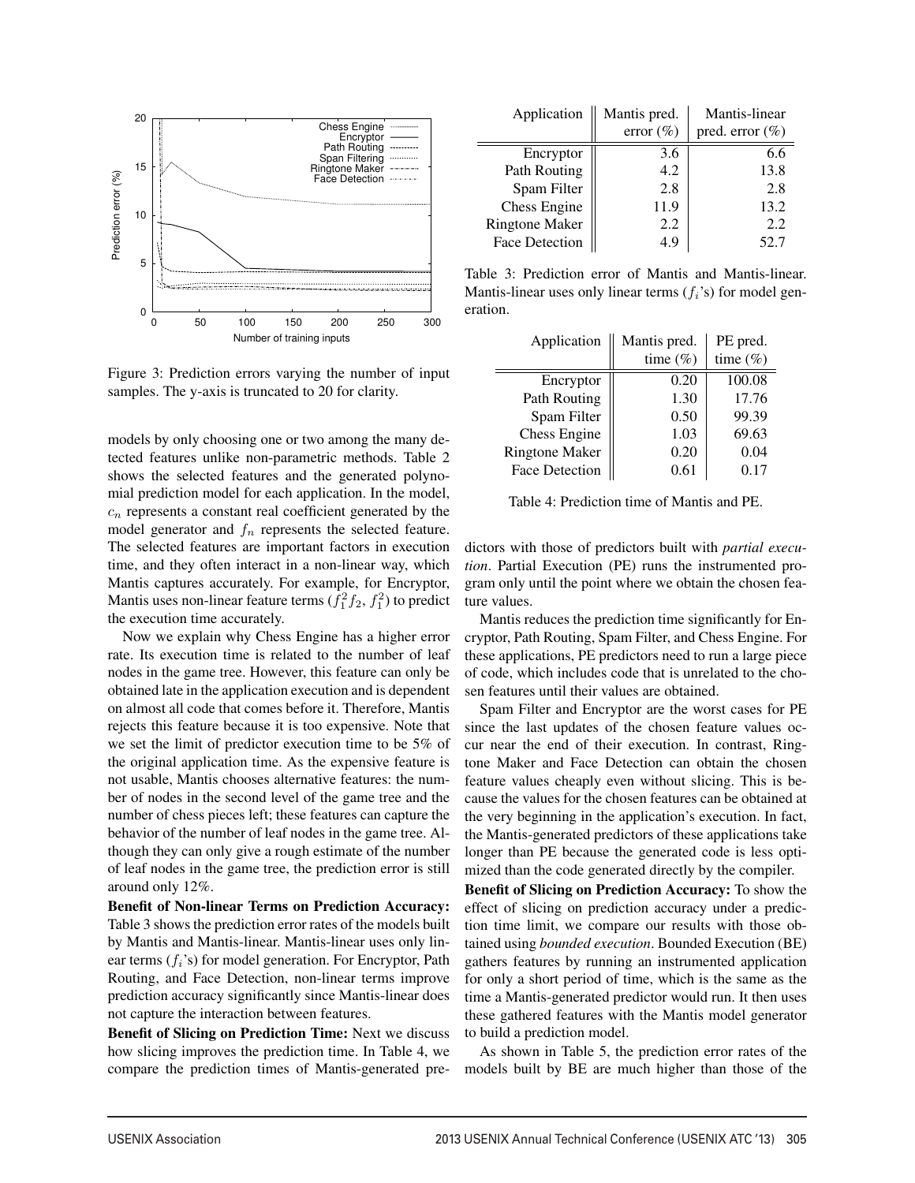Figure 3: Prediction errors varying the number of input samples. The y-axis is truncated to 20 for clarity.

models by only choosing one or two among the many detected features unlike non-parametric methods. Table 2 shows the selected features and the generated polynomial prediction model for each application. In the model, $c_n$ represents a constant real coefficient generated by the model generator and $f_n$ represents the selected feature. The selected features are important factors in execution time, and they often interact in a non-linear way, which Mantis captures accurately. For example, for Encryptor, Mantis uses non-linear feature terms ($f_1^2 f_2$, $f_1^2$) to predict the execution time accurately.

Now we explain why Chess Engine has a higher error rate. Its execution time is related to the number of leaf nodes in the game tree. However, this feature can only be obtained late in the application execution and is dependent on almost all code that comes before it. Therefore, Mantis rejects this feature because it is too expensive. Note that we set the limit of predictor execution time to be 5% of the original application time. As the expensive feature is not usable, Mantis chooses alternative features: the number of nodes in the second level of the game tree and the number of chess pieces left; these features can capture the behavior of the number of leaf nodes in the game tree. Although they can only give a rough estimate of the number of leaf nodes in the game tree, the prediction error is still around only 12%.

**Benefit of Non-linear Terms on Prediction Accuracy:** Table 3 shows the prediction error rates of the models built by Mantis and Mantis-linear. Mantis-linear uses only linear terms ($f_i$'s) for model generation. For Encryptor, Path Routing, and Face Detection, non-linear terms improve prediction accuracy significantly since Mantis-linear does not capture the interaction between features.

**Benefit of Slicing on Prediction Time:** Next we discuss how slicing improves the prediction time. In Table 4, we compare the prediction times of Mantis-generated predictors with those of predictors built with *partial execution*. Partial Execution (PE) runs the instrumented program only until the point where we obtain the chosen feature values.

| Application | Mantis pred. error (%) | Mantis-linear pred. error (%) |
|---|---|---|
| Encryptor | 3.6 | 6.6 |
| Path Routing | 4.2 | 13.8 |
| Spam Filter | 2.8 | 2.8 |
| Chess Engine | 11.9 | 13.2 |
| Ringtone Maker | 2.2 | 2.2 |
| Face Detection | 4.9 | 52.7 |

Table 3: Prediction error of Mantis and Mantis-linear. Mantis-linear uses only linear terms ($f_i$'s) for model generation.

| Application | Mantis pred. time (%) | PE pred. time (%) |
|---|---|---|
| Encryptor | 0.20 | 100.08 |
| Path Routing | 1.30 | 17.76 |
| Spam Filter | 0.50 | 99.39 |
| Chess Engine | 1.03 | 69.63 |
| Ringtone Maker | 0.20 | 0.04 |
| Face Detection | 0.61 | 0.17 |

Table 4: Prediction time of Mantis and PE.

Mantis reduces the prediction time significantly for Encryptor, Path Routing, Spam Filter, and Chess Engine. For these applications, PE predictors need to run a large piece of code, which includes code that is unrelated to the chosen features until their values are obtained.

Spam Filter and Encryptor are the worst cases for PE since the last updates of the chosen feature values occur near the end of their execution. In contrast, Ringtone Maker and Face Detection can obtain the chosen feature values cheaply even without slicing. This is because the values for the chosen features can be obtained at the very beginning in the application's execution. In fact, the Mantis-generated predictors of these applications take longer than PE because the generated code is less optimized than the code generated directly by the compiler.

**Benefit of Slicing on Prediction Accuracy:** To show the effect of slicing on prediction accuracy under a prediction time limit, we compare our results with those obtained using *bounded execution*. Bounded Execution (BE) gathers features by running an instrumented application for only a short period of time, which is the same as the time a Mantis-generated predictor would run. It then uses these gathered features with the Mantis model generator to build a prediction model.

As shown in Table 5, the prediction error rates of the models built by BE are much higher than those of the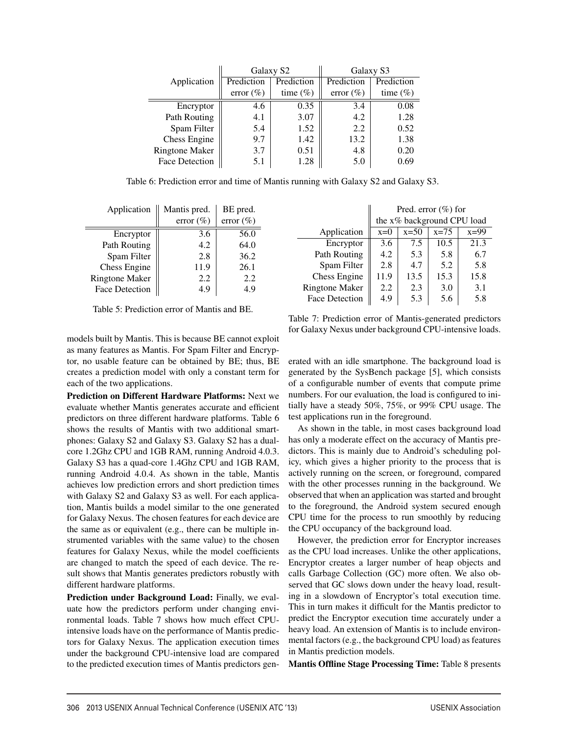| Application | Galaxy S2 | | Galaxy S3 | |
|---|---|---|---|---|
| | Prediction error (%) | Prediction time (%) | Prediction error (%) | Prediction time (%) |
| Encryptor | 4.6 | 0.35 | 3.4 | 0.08 |
| Path Routing | 4.1 | 3.07 | 4.2 | 1.28 |
| Spam Filter | 5.4 | 1.52 | 2.2 | 0.52 |
| Chess Engine | 9.7 | 1.42 | 13.2 | 1.38 |
| Ringtone Maker | 3.7 | 0.51 | 4.8 | 0.20 |
| Face Detection | 5.1 | 1.28 | 5.0 | 0.69 |

Table 6: Prediction error and time of Mantis running with Galaxy S2 and Galaxy S3.

| Application | Mantis pred. error (%) | BE pred. error (%) |
|---|---|---|
| Encryptor | 3.6 | 56.0 |
| Path Routing | 4.2 | 64.0 |
| Spam Filter | 2.8 | 36.2 |
| Chess Engine | 11.9 | 26.1 |
| Ringtone Maker | 2.2 | 2.2 |
| Face Detection | 4.9 | 4.9 |

Table 5: Prediction error of Mantis and BE.

| | Pred. error (%) for the x% background CPU load | | | |
|---|---|---|---|---|
| Application | x=0 | x=50 | x=75 | x=99 |
| Encryptor | 3.6 | 7.5 | 10.5 | 21.3 |
| Path Routing | 4.2 | 5.3 | 5.8 | 6.7 |
| Spam Filter | 2.8 | 4.7 | 5.2 | 5.8 |
| Chess Engine | 11.9 | 13.5 | 15.3 | 15.8 |
| Ringtone Maker | 2.2 | 2.3 | 3.0 | 3.1 |
| Face Detection | 4.9 | 5.3 | 5.6 | 5.8 |

Table 7: Prediction error of Mantis-generated predictors for Galaxy Nexus under background CPU-intensive loads.

models built by Mantis. This is because BE cannot exploit as many features as Mantis. For Spam Filter and Encryptor, no usable feature can be obtained by BE; thus, BE creates a prediction model with only a constant term for each of the two applications.

**Prediction on Different Hardware Platforms:** Next we evaluate whether Mantis generates accurate and efficient predictors on three different hardware platforms. Table 6 shows the results of Mantis with two additional smartphones: Galaxy S2 and Galaxy S3. Galaxy S2 has a dual-core 1.2Ghz CPU and 1GB RAM, running Android 4.0.3. Galaxy S3 has a quad-core 1.4Ghz CPU and 1GB RAM, running Android 4.0.4. As shown in the table, Mantis achieves low prediction errors and short prediction times with Galaxy S2 and Galaxy S3 as well. For each application, Mantis builds a model similar to the one generated for Galaxy Nexus. The chosen features for each device are the same as or equivalent (e.g., there can be multiple instrumented variables with the same value) to the chosen features for Galaxy Nexus, while the model coefficients are changed to match the speed of each device. The result shows that Mantis generates predictors robustly with different hardware platforms.

**Prediction under Background Load:** Finally, we evaluate how the predictors perform under changing environmental loads. Table 7 shows how much effect CPU-intensive loads have on the performance of Mantis predictors for Galaxy Nexus. The application execution times under the background CPU-intensive load are compared to the predicted execution times of Mantis predictors generated with an idle smartphone. The background load is generated by the SysBench package [5], which consists of a configurable number of events that compute prime numbers. For our evaluation, the load is configured to initially have a steady 50%, 75%, or 99% CPU usage. The test applications run in the foreground.

As shown in the table, in most cases background load has only a moderate effect on the accuracy of Mantis predictors. This is mainly due to Android's scheduling policy, which gives a higher priority to the process that is actively running on the screen, or foreground, compared with the other processes running in the background. We observed that when an application was started and brought to the foreground, the Android system secured enough CPU time for the process to run smoothly by reducing the CPU occupancy of the background load.

However, the prediction error for Encryptor increases as the CPU load increases. Unlike the other applications, Encryptor creates a larger number of heap objects and calls Garbage Collection (GC) more often. We also observed that GC slows down under the heavy load, resulting in a slowdown of Encryptor's total execution time. This in turn makes it difficult for the Mantis predictor to predict the Encryptor execution time accurately under a heavy load. An extension of Mantis is to include environmental factors (e.g., the background CPU load) as features in Mantis prediction models.

**Mantis Offline Stage Processing Time:** Table 8 presents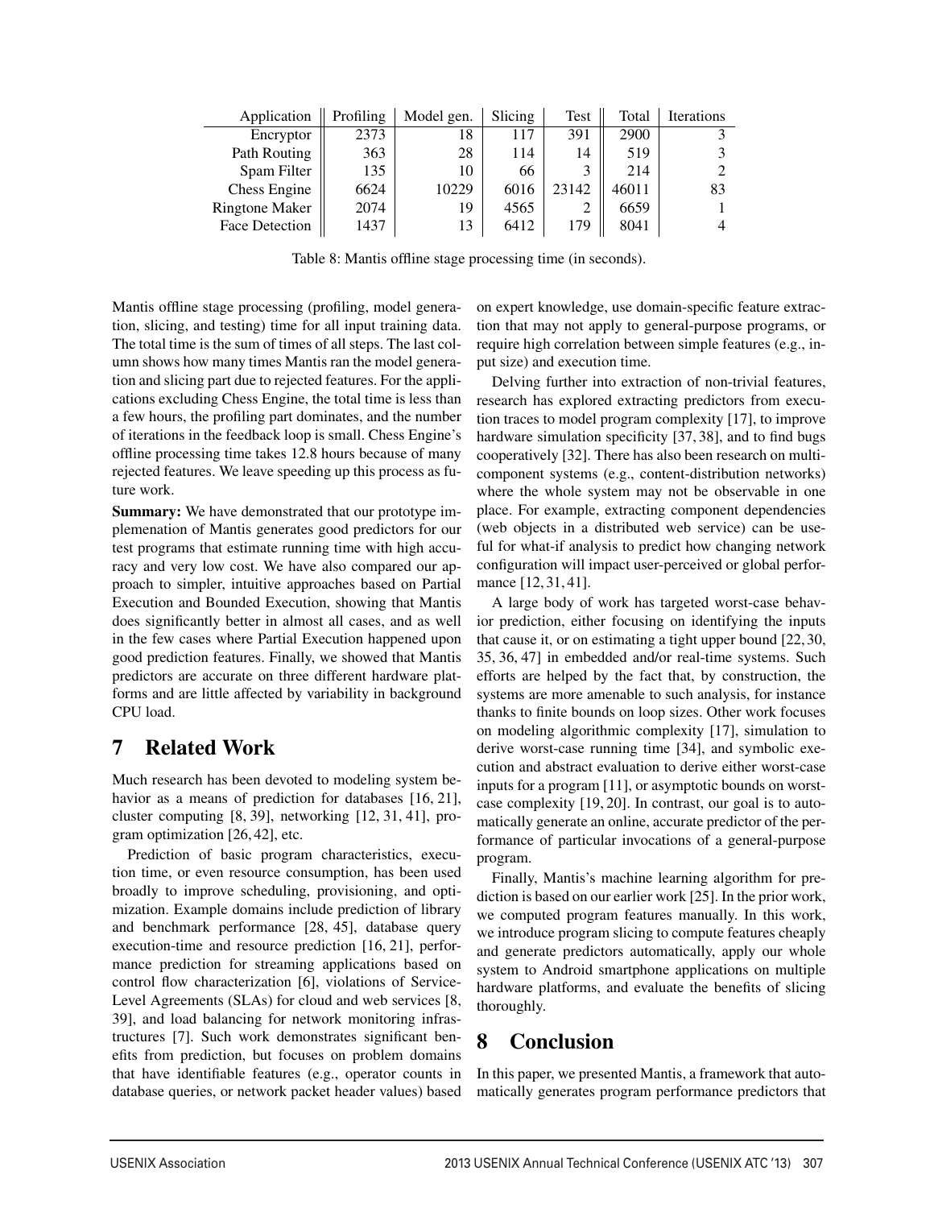| Application | Profiling | Model gen. | Slicing | Test | Total | Iterations |
|---|---|---|---|---|---|---|
| Encryptor | 2373 | 18 | 117 | 391 | 2900 | 3 |
| Path Routing | 363 | 28 | 114 | 14 | 519 | 3 |
| Spam Filter | 135 | 10 | 66 | 3 | 214 | 2 |
| Chess Engine | 6624 | 10229 | 6016 | 23142 | 46011 | 83 |
| Ringtone Maker | 2074 | 19 | 4565 | 2 | 6659 | 1 |
| Face Detection | 1437 | 13 | 6412 | 179 | 8041 | 4 |

Table 8: Mantis offline stage processing time (in seconds).

Mantis offline stage processing (profiling, model generation, slicing, and testing) time for all input training data. The total time is the sum of times of all steps. The last column shows how many times Mantis ran the model generation and slicing part due to rejected features. For the applications excluding Chess Engine, the total time is less than a few hours, the profiling part dominates, and the number of iterations in the feedback loop is small. Chess Engine's offline processing time takes 12.8 hours because of many rejected features. We leave speeding up this process as future work.

**Summary:** We have demonstrated that our prototype implemenation of Mantis generates good predictors for our test programs that estimate running time with high accuracy and very low cost. We have also compared our approach to simpler, intuitive approaches based on Partial Execution and Bounded Execution, showing that Mantis does significantly better in almost all cases, and as well in the few cases where Partial Execution happened upon good prediction features. Finally, we showed that Mantis predictors are accurate on three different hardware platforms and are little affected by variability in background CPU load.

## 7 Related Work

Much research has been devoted to modeling system behavior as a means of prediction for databases [16, 21], cluster computing [8, 39], networking [12, 31, 41], program optimization [26, 42], etc.

Prediction of basic program characteristics, execution time, or even resource consumption, has been used broadly to improve scheduling, provisioning, and optimization. Example domains include prediction of library and benchmark performance [28, 45], database query execution-time and resource prediction [16, 21], performance prediction for streaming applications based on control flow characterization [6], violations of Service-Level Agreements (SLAs) for cloud and web services [8, 39], and load balancing for network monitoring infrastructures [7]. Such work demonstrates significant benefits from prediction, but focuses on problem domains that have identifiable features (e.g., operator counts in database queries, or network packet header values) based on expert knowledge, use domain-specific feature extraction that may not apply to general-purpose programs, or require high correlation between simple features (e.g., input size) and execution time.

Delving further into extraction of non-trivial features, research has explored extracting predictors from execution traces to model program complexity [17], to improve hardware simulation specificity [37, 38], and to find bugs cooperatively [32]. There has also been research on multi-component systems (e.g., content-distribution networks) where the whole system may not be observable in one place. For example, extracting component dependencies (web objects in a distributed web service) can be useful for what-if analysis to predict how changing network configuration will impact user-perceived or global performance [12, 31, 41].

A large body of work has targeted worst-case behavior prediction, either focusing on identifying the inputs that cause it, or on estimating a tight upper bound [22, 30, 35, 36, 47] in embedded and/or real-time systems. Such efforts are helped by the fact that, by construction, the systems are more amenable to such analysis, for instance thanks to finite bounds on loop sizes. Other work focuses on modeling algorithmic complexity [17], simulation to derive worst-case running time [34], and symbolic execution and abstract evaluation to derive either worst-case inputs for a program [11], or asymptotic bounds on worst-case complexity [19, 20]. In contrast, our goal is to automatically generate an online, accurate predictor of the performance of particular invocations of a general-purpose program.

Finally, Mantis's machine learning algorithm for prediction is based on our earlier work [25]. In the prior work, we computed program features manually. In this work, we introduce program slicing to compute features cheaply and generate predictors automatically, apply our whole system to Android smartphone applications on multiple hardware platforms, and evaluate the benefits of slicing thoroughly.

## 8 Conclusion

In this paper, we presented Mantis, a framework that automatically generates program performance predictors that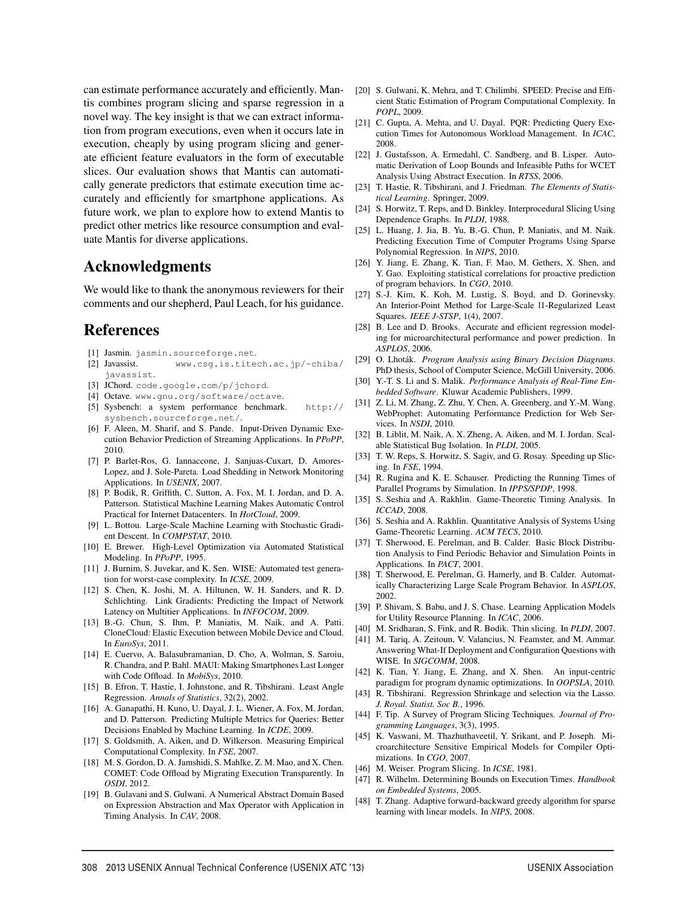can estimate performance accurately and efficiently. Mantis combines program slicing and sparse regression in a novel way. The key insight is that we can extract information from program executions, even when it occurs late in execution, cheaply by using program slicing and generate efficient feature evaluators in the form of executable slices. Our evaluation shows that Mantis can automatically generate predictors that estimate execution time accurately and efficiently for smartphone applications. As future work, we plan to explore how to extend Mantis to predict other metrics like resource consumption and evaluate Mantis for diverse applications.

## Acknowledgments

We would like to thank the anonymous reviewers for their comments and our shepherd, Paul Leach, for his guidance.

## References

[1] Jasmin. jasmin.sourceforge.net.

[2] Javassist. www.csg.is.titech.ac.jp/~chiba/javassist.

[3] JChord. code.google.com/p/jchord.

[4] Octave. www.gnu.org/software/octave.

[5] Sysbench: a system performance benchmark. http://sysbench.sourceforge.net/.

[6] F. Aleen, M. Sharif, and S. Pande. Input-Driven Dynamic Execution Behavior Prediction of Streaming Applications. In *PPoPP*, 2010.

[7] P. Barlet-Ros, G. Iannaccone, J. Sanjuas-Cuxart, D. Amores-Lopez, and J. Sole-Pareta. Load Shedding in Network Monitoring Applications. In *USENIX*, 2007.

[8] P. Bodik, R. Griffith, C. Sutton, A. Fox, M. I. Jordan, and D. A. Patterson. Statistical Machine Learning Makes Automatic Control Practical for Internet Datacenters. In *HotCloud*, 2009.

[9] L. Bottou. Large-Scale Machine Learning with Stochastic Gradient Descent. In *COMPSTAT*, 2010.

[10] E. Brewer. High-Level Optimization via Automated Statistical Modeling. In *PPoPP*, 1995.

[11] J. Burnim, S. Juvekar, and K. Sen. WISE: Automated test generation for worst-case complexity. In *ICSE*, 2009.

[12] S. Chen, K. Joshi, M. A. Hiltunen, W. H. Sanders, and R. D. Schlichting. Link Gradients: Predicting the Impact of Network Latency on Multitier Applications. In *INFOCOM*, 2009.

[13] B.-G. Chun, S. Ihm, P. Maniatis, M. Naik, and A. Patti. CloneCloud: Elastic Execution between Mobile Device and Cloud. In *EuroSys*, 2011.

[14] E. Cuervo, A. Balasubramanian, D. Cho, A. Wolman, S. Saroiu, R. Chandra, and P. Bahl. MAUI: Making Smartphones Last Longer with Code Offload. In *MobiSys*, 2010.

[15] B. Efron, T. Hastie, I. Johnstone, and R. Tibshirani. Least Angle Regression. *Annals of Statistics*, 32(2), 2002.

[16] A. Ganapathi, H. Kuno, U. Dayal, J. L. Wiener, A. Fox, M. Jordan, and D. Patterson. Predicting Multiple Metrics for Queries: Better Decisions Enabled by Machine Learning. In *ICDE*, 2009.

[17] S. Goldsmith, A. Aiken, and D. Wilkerson. Measuring Empirical Computational Complexity. In *FSE*, 2007.

[18] M. S. Gordon, D. A. Jamshidi, S. Mahlke, Z. M. Mao, and X. Chen. COMET: Code Offload by Migrating Execution Transparently. In *OSDI*, 2012.

[19] B. Gulavani and S. Gulwani. A Numerical Abstract Domain Based on Expression Abstraction and Max Operator with Application in Timing Analysis. In *CAV*, 2008.

[20] S. Gulwani, K. Mehra, and T. Chilimbi. SPEED: Precise and Efficient Static Estimation of Program Computational Complexity. In *POPL*, 2009.

[21] C. Gupta, A. Mehta, and U. Dayal. PQR: Predicting Query Execution Times for Autonomous Workload Management. In *ICAC*, 2008.

[22] J. Gustafsson, A. Ermedahl, C. Sandberg, and B. Lisper. Automatic Derivation of Loop Bounds and Infeasible Paths for WCET Analysis Using Abstract Execution. In *RTSS*, 2006.

[23] T. Hastie, R. Tibshirani, and J. Friedman. *The Elements of Statistical Learning*. Springer, 2009.

[24] S. Horwitz, T. Reps, and D. Binkley. Interprocedural Slicing Using Dependence Graphs. In *PLDI*, 1988.

[25] L. Huang, J. Jia, B. Yu, B.-G. Chun, P. Maniatis, and M. Naik. Predicting Execution Time of Computer Programs Using Sparse Polynomial Regression. In *NIPS*, 2010.

[26] Y. Jiang, E. Zhang, K. Tian, F. Mao, M. Gethers, X. Shen, and Y. Gao. Exploiting statistical correlations for proactive prediction of program behaviors. In *CGO*, 2010.

[27] S.-J. Kim, K. Koh, M. Lustig, S. Boyd, and D. Gorinevsky. An Interior-Point Method for Large-Scale l1-Regularized Least Squares. *IEEE J-STSP*, 1(4), 2007.

[28] B. Lee and D. Brooks. Accurate and efficient regression modeling for microarchitectural performance and power prediction. In *ASPLOS*, 2006.

[29] O. Lhoták. *Program Analysis using Binary Decision Diagrams*. PhD thesis, School of Computer Science, McGill University, 2006.

[30] Y.-T. S. Li and S. Malik. *Performance Analysis of Real-Time Embedded Software*. Kluwar Academic Publishers, 1999.

[31] Z. Li, M. Zhang, Z. Zhu, Y. Chen, A. Greenberg, and Y.-M. Wang. WebProphet: Automating Performance Prediction for Web Services. In *NSDI*, 2010.

[32] B. Liblit, M. Naik, A. X. Zheng, A. Aiken, and M. I. Jordan. Scalable Statistical Bug Isolation. In *PLDI*, 2005.

[33] T. W. Reps, S. Horwitz, S. Sagiv, and G. Rosay. Speeding up Slicing. In *FSE*, 1994.

[34] R. Rugina and K. E. Schauser. Predicting the Running Times of Parallel Programs by Simulation. In *IPPS/SPDP*, 1998.

[35] S. Seshia and A. Rakhlin. Game-Theoretic Timing Analysis. In *ICCAD*, 2008.

[36] S. Seshia and A. Rakhlin. Quantitative Analysis of Systems Using Game-Theoretic Learning. *ACM TECS*, 2010.

[37] T. Sherwood, E. Perelman, and B. Calder. Basic Block Distribution Analysis to Find Periodic Behavior and Simulation Points in Applications. In *PACT*, 2001.

[38] T. Sherwood, E. Perelman, G. Hamerly, and B. Calder. Automatically Characterizing Large Scale Program Behavior. In *ASPLOS*, 2002.

[39] P. Shivam, S. Babu, and J. S. Chase. Learning Application Models for Utility Resource Planning. In *ICAC*, 2006.

[40] M. Sridharan, S. Fink, and R. Bodik. Thin slicing. In *PLDI*, 2007.

[41] M. Tariq, A. Zeitoun, V. Valancius, N. Feamster, and M. Ammar. Answering What-If Deployment and Configuration Questions with WISE. In *SIGCOMM*, 2008.

[42] K. Tian, Y. Jiang, E. Zhang, and X. Shen. An input-centric paradigm for program dynamic optimizations. In *OOPSLA*, 2010.

[43] R. Tibshirani. Regression Shrinkage and selection via the Lasso. *J. Royal. Statist. Soc B.*, 1996.

[44] F. Tip. A Survey of Program Slicing Techniques. *Journal of Programming Languages*, 3(3), 1995.

[45] K. Vaswani, M. Thazhuthaveetil, Y. Srikant, and P. Joseph. Microarchitecture Sensitive Empirical Models for Compiler Optimizations. In *CGO*, 2007.

[46] M. Weiser. Program Slicing. In *ICSE*, 1981.

[47] R. Wilhelm. Determining Bounds on Execution Times. *Handbook on Embedded Systems*, 2005.

[48] T. Zhang. Adaptive forward-backward greedy algorithm for sparse learning with linear models. In *NIPS*, 2008.